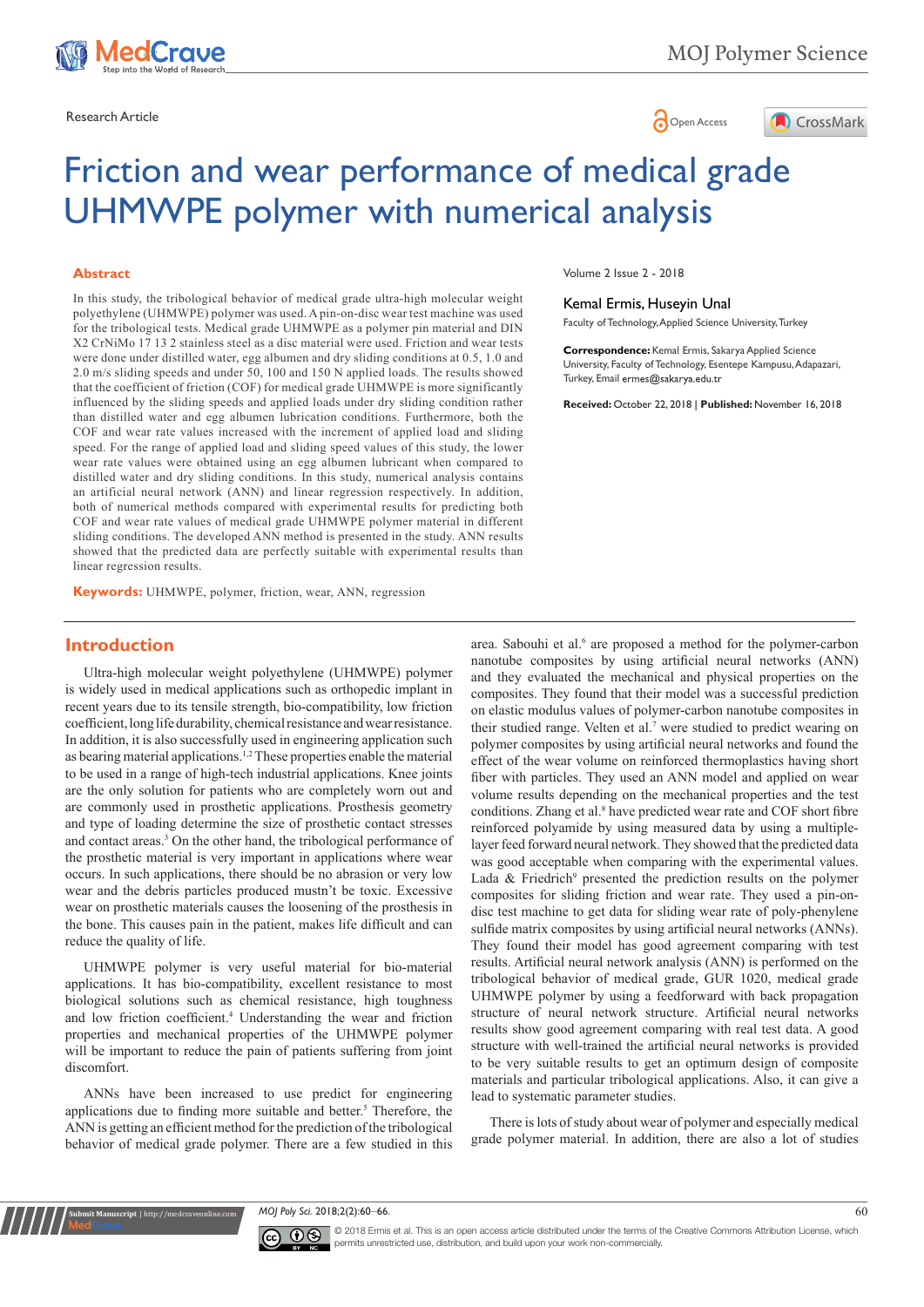Research Article

Open Access

# Friction and wear performance of medical grade UHMWPE polymer with numerical analysis

Volume 2 Issue 2 - 2018

**Kemal Ermis, Huseyin Unal**

Faculty of Technology, Applied Science University, Turkey

**Correspondence:** Kemal Ermis, Sakarya Applied Science University, Faculty of Technology, Esentepe Kampusu, Adapazari, Turkey, Email ermes@sakarya.edu.tr

**Received:** October 22, 2018 | **Published:** November 16, 2018

## Abstract

In this study, the tribological behavior of medical grade ultra-high molecular weight polyethylene (UHMWPE) polymer was used. A pin-on-disc wear test machine was used for the tribological tests. Medical grade UHMWPE as a polymer pin material and DIN X2 CrNiMo 17 13 2 stainless steel as a disc material were used. Friction and wear tests were done under distilled water, egg albumen and dry sliding conditions at 0.5, 1.0 and 2.0 m/s sliding speeds and under 50, 100 and 150 N applied loads. The results showed that the coefficient of friction (COF) for medical grade UHMWPE is more significantly influenced by the sliding speeds and applied loads under dry sliding condition rather than distilled water and egg albumen lubrication conditions. Furthermore, both the COF and wear rate values increased with the increment of applied load and sliding speed. For the range of applied load and sliding speed values of this study, the lower wear rate values were obtained using an egg albumen lubricant when compared to distilled water and dry sliding conditions. In this study, numerical analysis contains an artificial neural network (ANN) and linear regression respectively. In addition, both of numerical methods compared with experimental results for predicting both COF and wear rate values of medical grade UHMWPE polymer material in different sliding conditions. The developed ANN method is presented in the study. ANN results showed that the predicted data are perfectly suitable with experimental results than linear regression results.

**Keywords:** UHMWPE, polymer, friction, wear, ANN, regression

## Introduction

Ultra-high molecular weight polyethylene (UHMWPE) polymer is widely used in medical applications such as orthopedic implant in recent years due to its tensile strength, bio-compatibility, low friction coefficient, long life durability, chemical resistance and wear resistance. In addition, it is also successfully used in engineering application such as bearing material applications.[1,2] These properties enable the material to be used in a range of high-tech industrial applications. Knee joints are the only solution for patients who are completely worn out and are commonly used in prosthetic applications. Prosthesis geometry and type of loading determine the size of prosthetic contact stresses and contact areas.[3] On the other hand, the tribological performance of the prosthetic material is very important in applications where wear occurs. In such applications, there should be no abrasion or very low wear and the debris particles produced mustn't be toxic. Excessive wear on prosthetic materials causes the loosening of the prosthesis in the bone. This causes pain in the patient, makes life difficult and can reduce the quality of life.

UHMWPE polymer is very useful material for bio-material applications. It has bio-compatibility, excellent resistance to most biological solutions such as chemical resistance, high toughness and low friction coefficient.[4] Understanding the wear and friction properties and mechanical properties of the UHMWPE polymer will be important to reduce the pain of patients suffering from joint discomfort.

ANNs have been increased to use predict for engineering applications due to finding more suitable and better.[5] Therefore, the ANN is getting an efficient method for the prediction of the tribological behavior of medical grade polymer. There are a few studied in this area. Sabouhi et al.[6] are proposed a method for the polymer-carbon nanotube composites by using artificial neural networks (ANN) and they evaluated the mechanical and physical properties on the composites. They found that their model was a successful prediction on elastic modulus values of polymer-carbon nanotube composites in their studied range. Velten et al.[7] were studied to predict wearing on polymer composites by using artificial neural networks and found the effect of the wear volume on reinforced thermoplastics having short fiber with particles. They used an ANN model and applied on wear volume results depending on the mechanical properties and the test conditions. Zhang et al.[8] have predicted wear rate and COF short fibre reinforced polyamide by using measured data by using a multiple-layer feed forward neural network. They showed that the predicted data was good acceptable when comparing with the experimental values. Lada & Friedrich[9] presented the prediction results on the polymer composites for sliding friction and wear rate. They used a pin-on-disc test machine to get data for sliding wear rate of poly-phenylene sulfide matrix composites by using artificial neural networks (ANNs). They found their model has good agreement comparing with test results. Artificial neural network analysis (ANN) is performed on the tribological behavior of medical grade, GUR 1020, medical grade UHMWPE polymer by using a feedforward with back propagation structure of neural network structure. Artificial neural networks results show good agreement comparing with real test data. A good structure with well-trained the artificial neural networks is provided to be very suitable results to get an optimum design of composite materials and particular tribological applications. Also, it can give a lead to systematic parameter studies.

There is lots of study about wear of polymer and especially medical grade polymer material. In addition, there are also a lot of studies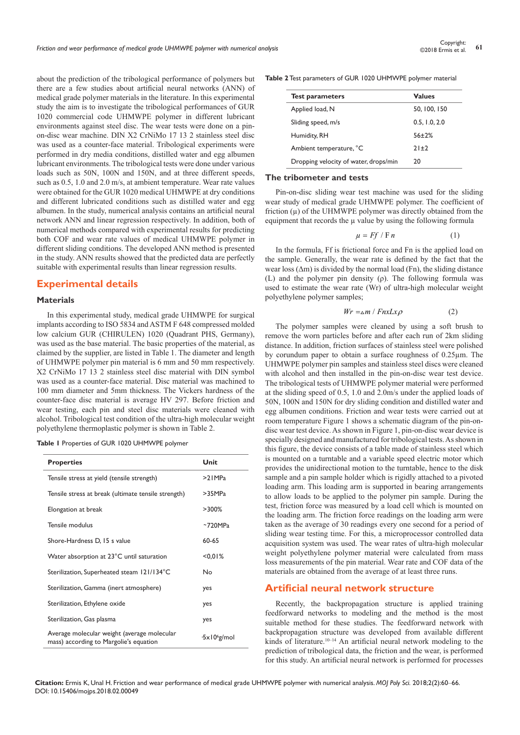about the prediction of the tribological performance of polymers but there are a few studies about artificial neural networks (ANN) of medical grade polymer materials in the literature. In this experimental study the aim is to investigate the tribological performances of GUR 1020 commercial code UHMWPE polymer in different lubricant environments against steel disc. The wear tests were done on a pin-on-disc wear machine. DIN X2 CrNiMo 17 13 2 stainless steel disc was used as a counter-face material. Tribological experiments were performed in dry media conditions, distilled water and egg albumen lubricant environments. The tribological tests were done under various loads such as 50N, 100N and 150N, and at three different speeds, such as 0.5, 1.0 and 2.0 m/s, at ambient temperature. Wear rate values were obtained for the GUR 1020 medical UHMWPE at dry conditions and different lubricated conditions such as distilled water and egg albumen. In the study, numerical analysis contains an artificial neural network ANN and linear regression respectively. In addition, both of numerical methods compared with experimental results for predicting both COF and wear rate values of medical UHMWPE polymer in different sliding conditions. The developed ANN method is presented in the study. ANN results showed that the predicted data are perfectly suitable with experimental results than linear regression results.

## Experimental details

### Materials

In this experimental study, medical grade UHMWPE for surgical implants according to ISO 5834 and ASTM F 648 compressed molded low calcium GUR (CHIRULEN) 1020 (Quadrant PHS, Germany), was used as the base material. The basic properties of the material, as claimed by the supplier, are listed in Table 1. The diameter and length of UHMWPE polymer pin material is 6 mm and 50 mm respectively. X2 CrNiMo 17 13 2 stainless steel disc material with DIN symbol was used as a counter-face material. Disc material was machined to 100 mm diameter and 5mm thickness. The Vickers hardness of the counter-face disc material is average HV 297. Before friction and wear testing, each pin and steel disc materials were cleaned with alcohol. Tribological test condition of the ultra-high molecular weight polyethylene thermoplastic polymer is shown in Table 2.

**Table 1** Properties of GUR 1020 UHMWPE polymer

| Properties | Unit |
|---|---|
| Tensile stress at yield (tensile strength) | >21MPa |
| Tensile stress at break (ultimate tensile strength) | >35MPa |
| Elongation at break | >300% |
| Tensile modulus | ~720MPa |
| Shore-Hardness D, 15 s value | 60-65 |
| Water absorption at 23°C until saturation | <0,01% |
| Sterilization, Superheated steam 121/134°C | No |
| Sterilization, Gamma (inert atmosphere) | yes |
| Sterilization, Ethylene oxide | yes |
| Sterilization, Gas plasma | yes |
| Average molecular weight (average molecular mass) according to Margolie's equation | ~5x10$^6$g/mol |

**Table 2** Test parameters of GUR 1020 UHMWPE polymer material

| Test parameters | Values |
|---|---|
| Applied load, N | 50, 100, 150 |
| Sliding speed, m/s | 0.5, 1.0, 2.0 |
| Humidity, RH | 56±2% |
| Ambient temperature, °C | 21±2 |
| Dropping velocity of water, drops/min | 20 |

### The tribometer and tests

Pin-on-disc sliding wear test machine was used for the sliding wear study of medical grade UHMWPE polymer. The coefficient of friction (μ) of the UHMWPE polymer was directly obtained from the equipment that records the μ value by using the following formula

$$\mu = Ff \, / \, Fn \qquad (1)$$

In the formula, Ff is frictional force and Fn is the applied load on the sample. Generally, the wear rate is defined by the fact that the wear loss (Δm) is divided by the normal load (Fn), the sliding distance (L) and the polymer pin density (ρ). The following formula was used to estimate the wear rate (Wr) of ultra-high molecular weight polyethylene polymer samples;

$$Wr = \Delta m \, / \, Fn x L x \rho \qquad (2)$$

The polymer samples were cleaned by using a soft brush to remove the worn particles before and after each run of 2km sliding distance. In addition, friction surfaces of stainless steel were polished by corundum paper to obtain a surface roughness of 0.25μm. The UHMWPE polymer pin samples and stainless steel discs were cleaned with alcohol and then installed in the pin-on-disc wear test device. The tribological tests of UHMWPE polymer material were performed at the sliding speed of 0.5, 1.0 and 2.0m/s under the applied loads of 50N, 100N and 150N for dry sliding condition and distilled water and egg albumen conditions. Friction and wear tests were carried out at room temperature Figure 1 shows a schematic diagram of the pin-on-disc wear test device. As shown in Figure 1, pin-on-disc wear device is specially designed and manufactured for tribological tests. As shown in this figure, the device consists of a table made of stainless steel which is mounted on a turntable and a variable speed electric motor which provides the unidirectional motion to the turntable, hence to the disk sample and a pin sample holder which is rigidly attached to a pivoted loading arm. This loading arm is supported in bearing arrangements to allow loads to be applied to the polymer pin sample. During the test, friction force was measured by a load cell which is mounted on the loading arm. The friction force readings on the loading arm were taken as the average of 30 readings every one second for a period of sliding wear testing time. For this, a microprocessor controlled data acquisition system was used. The wear rates of ultra-high molecular weight polyethylene polymer material were calculated from mass loss measurements of the pin material. Wear rate and COF data of the materials are obtained from the average of at least three runs.

## Artificial neural network structure

Recently, the backpropagation structure is applied training feedforward networks to modeling and the method is the most suitable method for these studies. The feedforward network with backpropagation structure was developed from available different kinds of literature.[10–14] An artificial neural network modeling to the prediction of tribological data, the friction and the wear, is performed for this study. An artificial neural network is performed for processes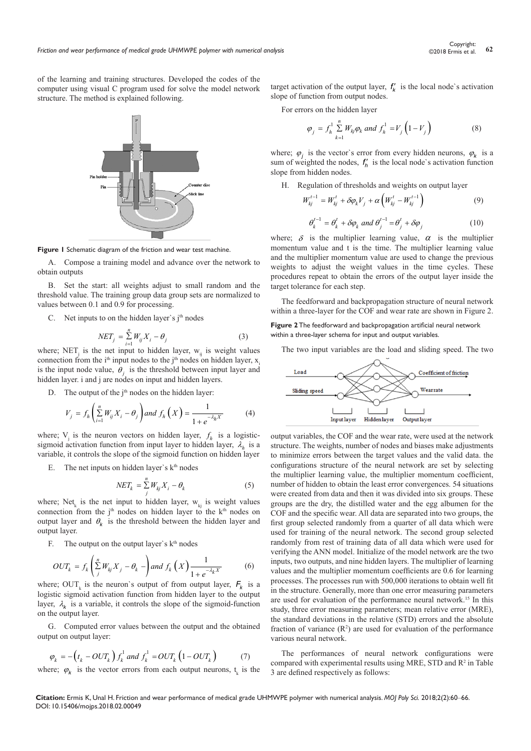of the learning and training structures. Developed the codes of the computer using visual C program used for solve the model network structure. The method is explained following.

Figure 1 Schematic diagram of the friction and wear test machine.

A. Compose a training model and advance over the network to obtain outputs

B. Set the start: all weights adjust to small random and the threshold value. The training group data group sets are normalized to values between 0.1 and 0.9 for processing.

C. Net inputs to on the hidden layer's j[th] nodes

$$NET_j = \sum_{i=1}^{n} W_{ij} X_i - \theta_j \tag{3}$$

where; $NET_j$ is the net input to hidden layer, $w_{ij}$ is weight values connection from the i[th] input nodes to the j[th] nodes on hidden layer, $x_i$ is the input node value, $\theta_j$ is the threshold between input layer and hidden layer. i and j are nodes on input and hidden layers.

D. The output of the j[th] nodes on the hidden layer:

$$V_j = f_h\left(\sum_{i=1}^{n} W_{ij} X_i - \theta_j\right) and\ f_h\left(X\right) = \frac{1}{1+e^{-\lambda_h X}} \tag{4}$$

where; $V_j$ is the neuron vectors on hidden layer, $f_h$ is a logistic-sigmoid activation function from input layer to hidden layer, $\lambda_h$ is a variable, it controls the slope of the sigmoid function on hidden layer

E. The net inputs on hidden layer's k[th] nodes

$$NET_k = \sum_{j}^{n} W_{kj} X_i - \theta_k \tag{5}$$

where; $Net_k$ is the net input to hidden layer, $w_{kj}$ is weight values connection from the j[th] nodes on hidden layer to the k[th] nodes on output layer and $\theta_k$ is the threshold between the hidden layer and output layer.

F. The output on the output layer's k[th] nodes

$$OUT_k = f_k\left(\sum_{j}^{n} W_{kj} X_j - \theta_k -\right) and\ f_k\left(X\right)\frac{1}{1+e^{-\lambda_k X}} \tag{6}$$

where; $OUT_k$ is the neuron's output of from output layer, $F_k$ is a logistic sigmoid activation function from hidden layer to the output layer, $\lambda_k$ is a variable, it controls the slope of the sigmoid-function on the output layer.

G. Computed error values between the output and the obtained output on output layer:

$$\varphi_k = -\left(t_k - OUT_k\right) f_k^1\ and\ f_k^1 = OUT_k\left(1 - OUT_k\right) \tag{7}$$

where; $\varphi_k$ is the vector errors from each output neurons, $t_k$ is the target activation of the output layer, $f_k'$ is the local node's activation slope of function from output nodes.

For errors on the hidden layer

$$\varphi_j = f_h^1 \sum_{k=1}^{n} W_{kj}\varphi_k\ and\ f_h^1 = V_j\left(1 - V_j\right) \tag{8}$$

where; $\varphi_j$ is the vector's error from every hidden neurons, $\varphi_k$ is a sum of weighted the nodes, $f_h'$ is the local node's activation function slope from hidden nodes.

H. Regulation of thresholds and weights on output layer

$$W_{kj}^{t-1} = W_{kj}^{t} + \delta\varphi_k V_j + \alpha\left(W_{kj}^{t} - W_{kj}^{t-1}\right) \tag{9}$$

$$\theta_k^{t-1} = \theta_k^{t} + \delta\varphi_k\ and\ \theta_j^{t-1} = \theta_j^{t} + \delta\varphi_j \tag{10}$$

where; $\delta$ is the multiplier learning value, $\alpha$ is the multiplier momentum value and t is the time. The multiplier learning value and the multiplier momentum value are used to change the previous weights to adjust the weight values in the time cycles. These procedures repeat to obtain the errors of the output layer inside the target tolerance for each step.

The feedforward and backpropagation structure of neural network within a three-layer for the COF and wear rate are shown in Figure 2.

Figure 2 The feedforward and backpropagation artificial neural network within a three-layer schema for input and output variables.

The two input variables are the load and sliding speed. The two output variables, the COF and the wear rate, were used at the network structure. The weights, number of nodes and biases make adjustments to minimize errors between the target values and the valid data. the configurations structure of the neural network are set by selecting the multiplier learning value, the multiplier momentum coefficient, number of hidden to obtain the least error convergences. 54 situations were created from data and then it was divided into six groups. These groups are the dry, the distilled water and the egg albumen for the COF and the specific wear. All data are separated into two groups, the first group selected randomly from a quarter of all data which were used for training of the neural network. The second group selected randomly from rest of training data of all data which were used for verifying the ANN model. Initialize of the model network are the two inputs, two outputs, and nine hidden layers. The multiplier of learning values and the multiplier momentum coefficients are 0.6 for learning processes. The processes run with 500,000 iterations to obtain well fit in the structure. Generally, more than one error measuring parameters are used for evaluation of the performance neural network.[15] In this study, three error measuring parameters; mean relative error (MRE), the standard deviations in the relative (STD) errors and the absolute fraction of variance ($R^2$) are used for evaluation of the performance various neural network.

The performances of neural network configurations were compared with experimental results using MRE, STD and $R^2$ in Table 3 are defined respectively as follows: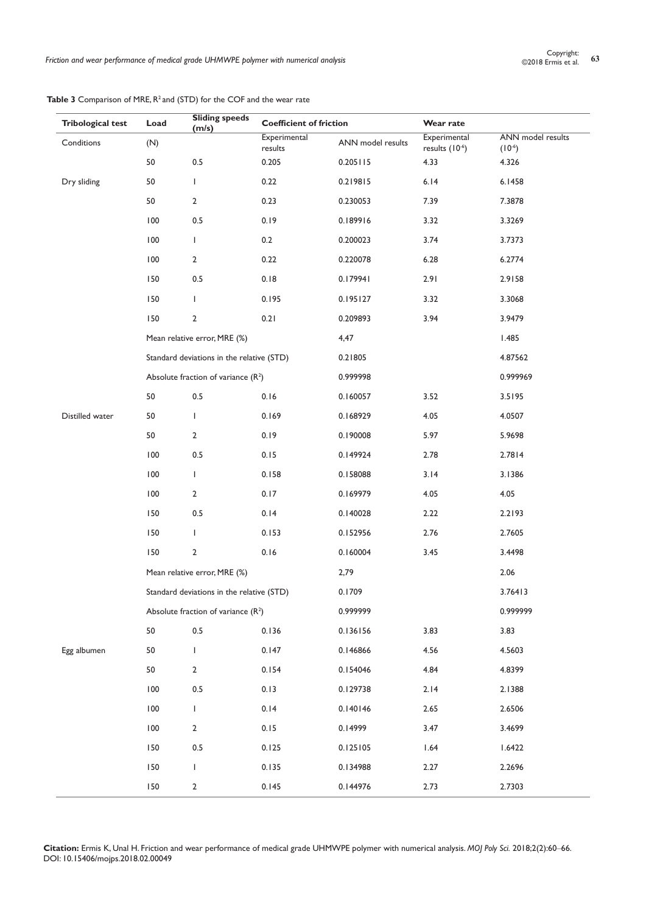**Table 3** Comparison of MRE, $R^2$ and (STD) for the COF and the wear rate

| Tribological test | Load | Sliding speeds (m/s) | Coefficient of friction | | Wear rate | |
|---|---|---|---|---|---|---|
| Conditions | (N) | | Experimental results | ANN model results | Experimental results ($10^{-6}$) | ANN model results ($10^{-6}$) |
| | 50 | 0.5 | 0.205 | 0.205115 | 4.33 | 4.326 |
| Dry sliding | 50 | 1 | 0.22 | 0.219815 | 6.14 | 6.1458 |
| | 50 | 2 | 0.23 | 0.230053 | 7.39 | 7.3878 |
| | 100 | 0.5 | 0.19 | 0.189916 | 3.32 | 3.3269 |
| | 100 | 1 | 0.2 | 0.200023 | 3.74 | 3.7373 |
| | 100 | 2 | 0.22 | 0.220078 | 6.28 | 6.2774 |
| | 150 | 0.5 | 0.18 | 0.179941 | 2.91 | 2.9158 |
| | 150 | 1 | 0.195 | 0.195127 | 3.32 | 3.3068 |
| | 150 | 2 | 0.21 | 0.209893 | 3.94 | 3.9479 |
| | Mean relative error, MRE (%) | | 4,47 | | | 1.485 |
| | Standard deviations in the relative (STD) | | 0.21805 | | | 4.87562 |
| | Absolute fraction of variance ($R^2$) | | 0.999998 | | | 0.999969 |
| | 50 | 0.5 | 0.16 | 0.160057 | 3.52 | 3.5195 |
| Distilled water | 50 | 1 | 0.169 | 0.168929 | 4.05 | 4.0507 |
| | 50 | 2 | 0.19 | 0.190008 | 5.97 | 5.9698 |
| | 100 | 0.5 | 0.15 | 0.149924 | 2.78 | 2.7814 |
| | 100 | 1 | 0.158 | 0.158088 | 3.14 | 3.1386 |
| | 100 | 2 | 0.17 | 0.169979 | 4.05 | 4.05 |
| | 150 | 0.5 | 0.14 | 0.140028 | 2.22 | 2.2193 |
| | 150 | 1 | 0.153 | 0.152956 | 2.76 | 2.7605 |
| | 150 | 2 | 0.16 | 0.160004 | 3.45 | 3.4498 |
| | Mean relative error, MRE (%) | | 2,79 | | | 2.06 |
| | Standard deviations in the relative (STD) | | 0.1709 | | | 3.76413 |
| | Absolute fraction of variance ($R^2$) | | 0.999999 | | | 0.999999 |
| | 50 | 0.5 | 0.136 | 0.136156 | 3.83 | 3.83 |
| Egg albumen | 50 | 1 | 0.147 | 0.146866 | 4.56 | 4.5603 |
| | 50 | 2 | 0.154 | 0.154046 | 4.84 | 4.8399 |
| | 100 | 0.5 | 0.13 | 0.129738 | 2.14 | 2.1388 |
| | 100 | 1 | 0.14 | 0.140146 | 2.65 | 2.6506 |
| | 100 | 2 | 0.15 | 0.14999 | 3.47 | 3.4699 |
| | 150 | 0.5 | 0.125 | 0.125105 | 1.64 | 1.6422 |
| | 150 | 1 | 0.135 | 0.134988 | 2.27 | 2.2696 |
| | 150 | 2 | 0.145 | 0.144976 | 2.73 | 2.7303 |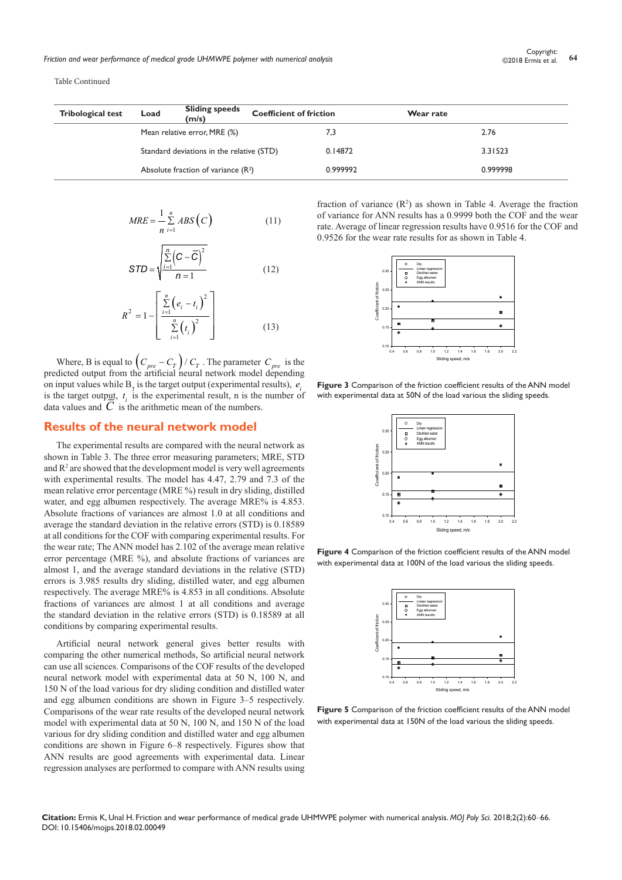Table Continued

| Tribological test | Load | Sliding speeds (m/s) | Coefficient of friction | Wear rate |
|---|---|---|---|---|
| | Mean relative error, MRE (%) | | 7,3 | 2.76 |
| | Standard deviations in the relative (STD) | | 0.14872 | 3.31523 |
| | Absolute fraction of variance ($R^2$) | | 0.999992 | 0.999998 |

$$MRE = \frac{1}{n}\sum_{i=1}^{n} ABS\left(C\right) \tag{11}$$

$$STD = \sqrt{\frac{\sum_{i=1}^{n}\left(C - \bar{C}\right)^2}{n = 1}} \tag{12}$$

$$R^2 = 1 - \left[\frac{\sum_{i=1}^{n}\left(e_i - t_i\right)^2}{\sum_{i=1}^{n}\left(t_i\right)^2}\right] \tag{13}$$

Where, B is equal to $\left(C_{pre} - C_T\right)/C_T$. The parameter $C_{pre}$ is the predicted output from the artificial neural network model depending on input values while $B_T$ is the target output (experimental results), $e_i$ is the target output, $t_i$ is the experimental result, n is the number of data values and $\bar{C}$ is the arithmetic mean of the numbers.

## Results of the neural network model

The experimental results are compared with the neural network as shown in Table 3. The three error measuring parameters; MRE, STD and $R^2$ are showed that the development model is very well agreements with experimental results. The model has 4.47, 2.79 and 7.3 of the mean relative error percentage (MRE %) result in dry sliding, distilled water, and egg albumen respectively. The average MRE% is 4.853. Absolute fractions of variances are almost 1.0 at all conditions and average the standard deviation in the relative errors (STD) is 0.18589 at all conditions for the COF with comparing experimental results. For the wear rate; The ANN model has 2.102 of the average mean relative error percentage (MRE %), and absolute fractions of variances are almost 1, and the average standard deviations in the relative (STD) errors is 3.985 results dry sliding, distilled water, and egg albumen respectively. The average MRE% is 4.853 in all conditions. Absolute fractions of variances are almost 1 at all conditions and average the standard deviation in the relative errors (STD) is 0.18589 at all conditions by comparing experimental results.

Artificial neural network general gives better results with comparing the other numerical methods, So artificial neural network can use all sciences. Comparisons of the COF results of the developed neural network model with experimental data at 50 N, 100 N, and 150 N of the load various for dry sliding condition and distilled water and egg albumen conditions are shown in Figure 3–5 respectively. Comparisons of the wear rate results of the developed neural network model with experimental data at 50 N, 100 N, and 150 N of the load various for dry sliding condition and distilled water and egg albumen conditions are shown in Figure 6–8 respectively. Figures show that ANN results are good agreements with experimental data. Linear regression analyses are performed to compare with ANN results using fraction of variance ($R^2$) as shown in Table 4. Average the fraction of variance for ANN results has a 0.9999 both the COF and the wear rate. Average of linear regression results have 0.9516 for the COF and 0.9526 for the wear rate results for as shown in Table 4.

**Figure 3** Comparison of the friction coefficient results of the ANN model with experimental data at 50N of the load various the sliding speeds.

**Figure 4** Comparison of the friction coefficient results of the ANN model with experimental data at 100N of the load various the sliding speeds.

**Figure 5** Comparison of the friction coefficient results of the ANN model with experimental data at 150N of the load various the sliding speeds.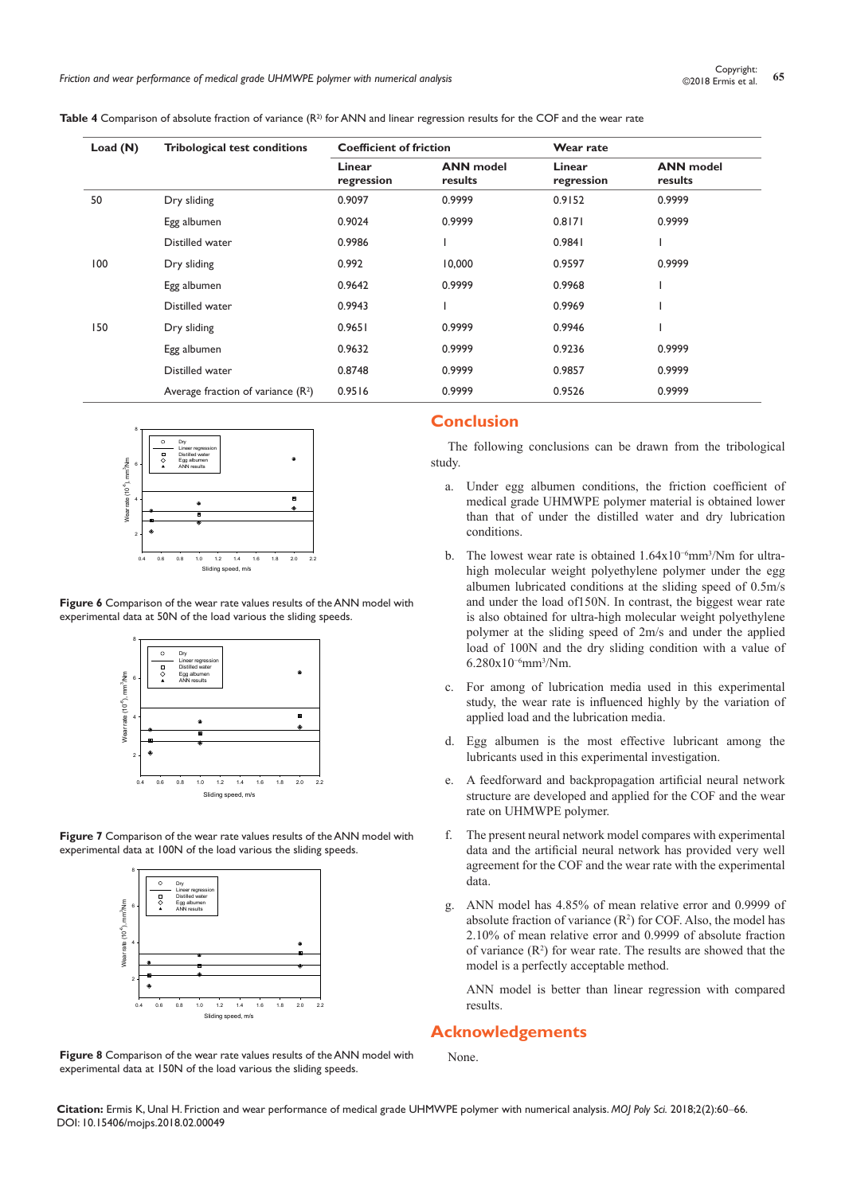**Table 4** Comparison of absolute fraction of variance ($R^2$) for ANN and linear regression results for the COF and the wear rate

| Load (N) | Tribological test conditions | Coefficient of friction | | Wear rate | |
|---|---|---|---|---|---|
| | | Linear regression | ANN model results | Linear regression | ANN model results |
| 50 | Dry sliding | 0.9097 | 0.9999 | 0.9152 | 0.9999 |
| | Egg albumen | 0.9024 | 0.9999 | 0.8171 | 0.9999 |
| | Distilled water | 0.9986 | 1 | 0.9841 | 1 |
| 100 | Dry sliding | 0.992 | 10,000 | 0.9597 | 0.9999 |
| | Egg albumen | 0.9642 | 0.9999 | 0.9968 | 1 |
| | Distilled water | 0.9943 | 1 | 0.9969 | 1 |
| 150 | Dry sliding | 0.9651 | 0.9999 | 0.9946 | 1 |
| | Egg albumen | 0.9632 | 0.9999 | 0.9236 | 0.9999 |
| | Distilled water | 0.8748 | 0.9999 | 0.9857 | 0.9999 |
| | Average fraction of variance ($R^2$) | 0.9516 | 0.9999 | 0.9526 | 0.9999 |

**Figure 6** Comparison of the wear rate values results of the ANN model with experimental data at 50N of the load various the sliding speeds.

**Figure 7** Comparison of the wear rate values results of the ANN model with experimental data at 100N of the load various the sliding speeds.

**Figure 8** Comparison of the wear rate values results of the ANN model with experimental data at 150N of the load various the sliding speeds.

## Conclusion

The following conclusions can be drawn from the tribological study.

a. Under egg albumen conditions, the friction coefficient of medical grade UHMWPE polymer material is obtained lower than that of under the distilled water and dry lubrication conditions.

b. The lowest wear rate is obtained $1.64\text{x}10^{-6}\text{mm}^3/\text{Nm}$ for ultra-high molecular weight polyethylene polymer under the egg albumen lubricated conditions at the sliding speed of 0.5m/s and under the load of150N. In contrast, the biggest wear rate is also obtained for ultra-high molecular weight polyethylene polymer at the sliding speed of 2m/s and under the applied load of 100N and the dry sliding condition with a value of $6.280\text{x}10^{-6}\text{mm}^3/\text{Nm}$.

c. For among of lubrication media used in this experimental study, the wear rate is influenced highly by the variation of applied load and the lubrication media.

d. Egg albumen is the most effective lubricant among the lubricants used in this experimental investigation.

e. A feedforward and backpropagation artificial neural network structure are developed and applied for the COF and the wear rate on UHMWPE polymer.

f. The present neural network model compares with experimental data and the artificial neural network has provided very well agreement for the COF and the wear rate with the experimental data.

g. ANN model has 4.85% of mean relative error and 0.9999 of absolute fraction of variance ($R^2$) for COF. Also, the model has 2.10% of mean relative error and 0.9999 of absolute fraction of variance ($R^2$) for wear rate. The results are showed that the model is a perfectly acceptable method.

ANN model is better than linear regression with compared results.

## Acknowledgements

None.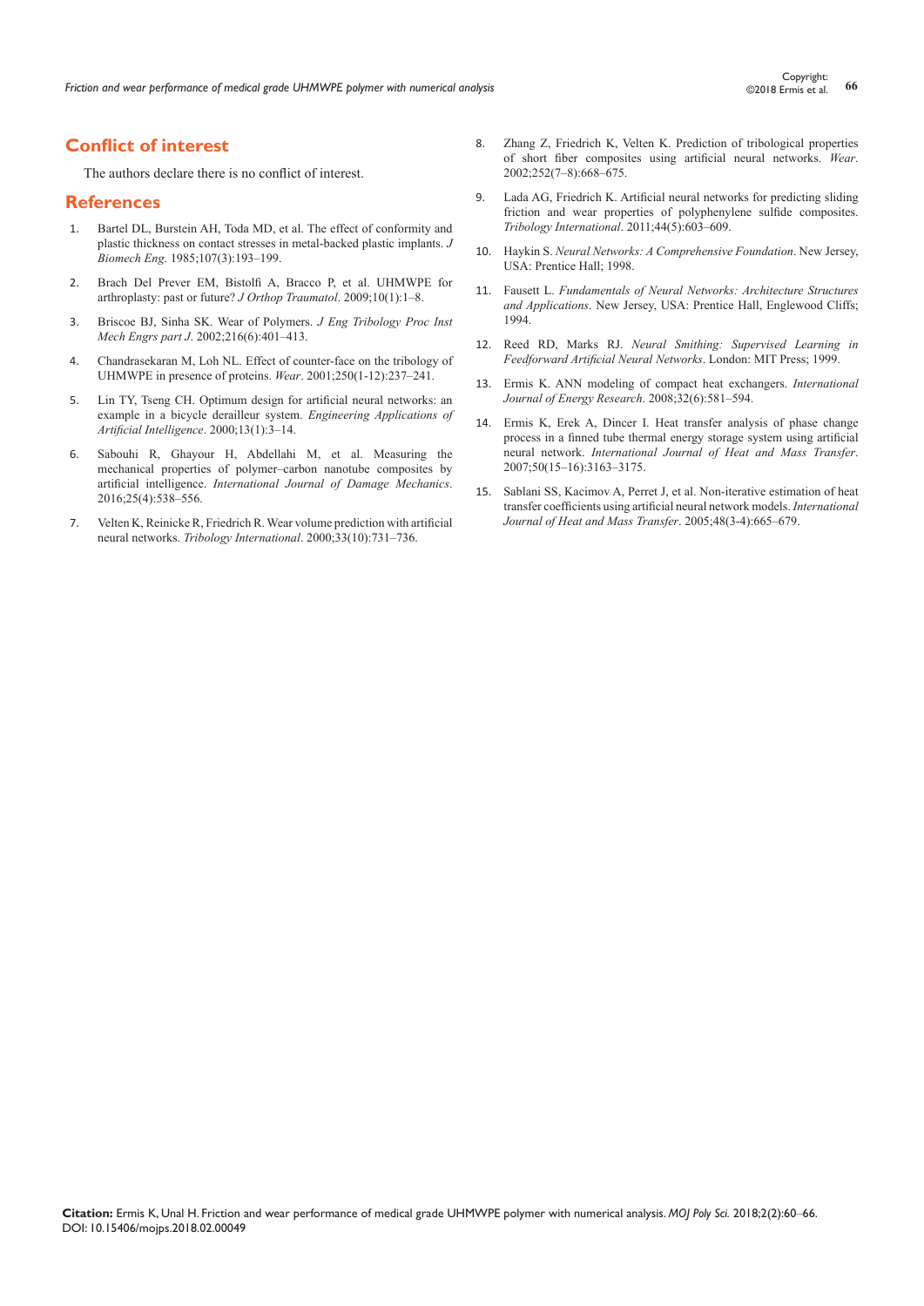## Conflict of interest

The authors declare there is no conflict of interest.

## References

1. Bartel DL, Burstein AH, Toda MD, et al. The effect of conformity and plastic thickness on contact stresses in metal-backed plastic implants. *J Biomech Eng*. 1985;107(3):193–199.
2. Brach Del Prever EM, Bistolfi A, Bracco P, et al. UHMWPE for arthroplasty: past or future? *J Orthop Traumatol*. 2009;10(1):1–8.
3. Briscoe BJ, Sinha SK. Wear of Polymers. *J Eng Tribology Proc Inst Mech Engrs part J*. 2002;216(6):401–413.
4. Chandrasekaran M, Loh NL. Effect of counter-face on the tribology of UHMWPE in presence of proteins. *Wear*. 2001;250(1-12):237–241.
5. Lin TY, Tseng CH. Optimum design for artificial neural networks: an example in a bicycle derailleur system. *Engineering Applications of Artificial Intelligence*. 2000;13(1):3–14.
6. Sabouhi R, Ghayour H, Abdellahi M, et al. Measuring the mechanical properties of polymer–carbon nanotube composites by artificial intelligence. *International Journal of Damage Mechanics*. 2016;25(4):538–556.
7. Velten K, Reinicke R, Friedrich R. Wear volume prediction with artificial neural networks. *Tribology International*. 2000;33(10):731–736.
8. Zhang Z, Friedrich K, Velten K. Prediction of tribological properties of short fiber composites using artificial neural networks. *Wear*. 2002;252(7–8):668–675.
9. Lada AG, Friedrich K. Artificial neural networks for predicting sliding friction and wear properties of polyphenylene sulfide composites. *Tribology International*. 2011;44(5):603–609.
10. Haykin S. *Neural Networks: A Comprehensive Foundation*. New Jersey, USA: Prentice Hall; 1998.
11. Fausett L. *Fundamentals of Neural Networks: Architecture Structures and Applications*. New Jersey, USA: Prentice Hall, Englewood Cliffs; 1994.
12. Reed RD, Marks RJ. *Neural Smithing: Supervised Learning in Feedforward Artificial Neural Networks*. London: MIT Press; 1999.
13. Ermis K. ANN modeling of compact heat exchangers. *International Journal of Energy Research*. 2008;32(6):581–594.
14. Ermis K, Erek A, Dincer I. Heat transfer analysis of phase change process in a finned tube thermal energy storage system using artificial neural network. *International Journal of Heat and Mass Transfer*. 2007;50(15–16):3163–3175.
15. Sablani SS, Kacimov A, Perret J, et al. Non-iterative estimation of heat transfer coefficients using artificial neural network models. *International Journal of Heat and Mass Transfer*. 2005;48(3-4):665–679.